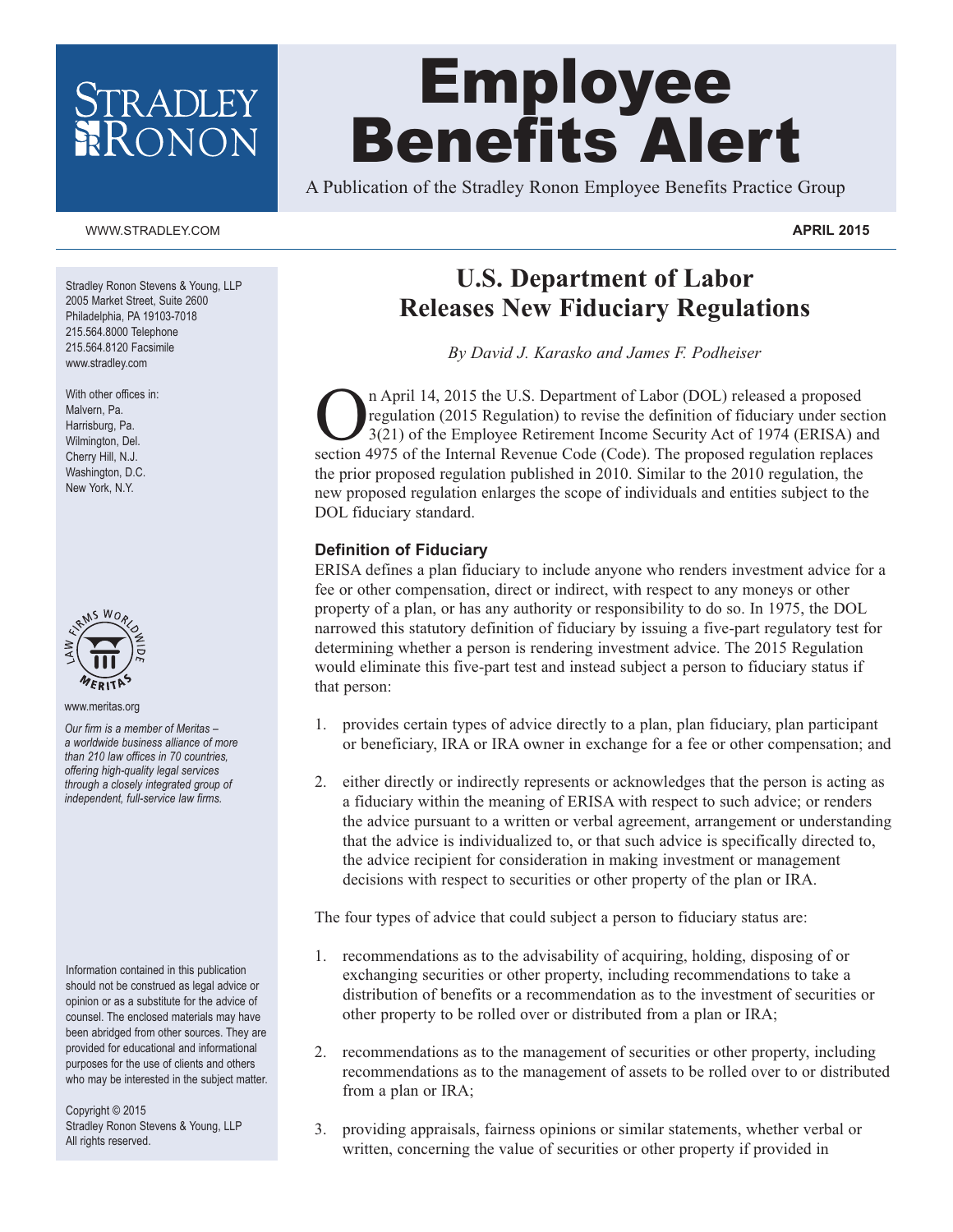# Employee Benefits Alert

A Publication of the Stradley Ronon Employee Benefits Practice Group

WWW.STRADLEY.COM

**APRIL 2015**

Stradley Ronon Stevens & Young, LLP
2005 Market Street, Suite 2600
Philadelphia, PA 19103-7018
215.564.8000 Telephone
215.564.8120 Facsimile
www.stradley.com

With other offices in:
Malvern, Pa.
Harrisburg, Pa.
Wilmington, Del.
Cherry Hill, N.J.
Washington, D.C.
New York, N.Y.

www.meritas.org

*Our firm is a member of Meritas – a worldwide business alliance of more than 210 law offices in 70 countries, offering high-quality legal services through a closely integrated group of independent, full-service law firms.*

Information contained in this publication should not be construed as legal advice or opinion or as a substitute for the advice of counsel. The enclosed materials may have been abridged from other sources. They are provided for educational and informational purposes for the use of clients and others who may be interested in the subject matter.

Copyright © 2015
Stradley Ronon Stevens & Young, LLP
All rights reserved.

## U.S. Department of Labor Releases New Fiduciary Regulations

*By David J. Karasko and James F. Podheiser*

On April 14, 2015 the U.S. Department of Labor (DOL) released a proposed regulation (2015 Regulation) to revise the definition of fiduciary under section 3(21) of the Employee Retirement Income Security Act of 1974 (ERISA) and section 4975 of the Internal Revenue Code (Code). The proposed regulation replaces the prior proposed regulation published in 2010. Similar to the 2010 regulation, the new proposed regulation enlarges the scope of individuals and entities subject to the DOL fiduciary standard.

### Definition of Fiduciary

ERISA defines a plan fiduciary to include anyone who renders investment advice for a fee or other compensation, direct or indirect, with respect to any moneys or other property of a plan, or has any authority or responsibility to do so. In 1975, the DOL narrowed this statutory definition of fiduciary by issuing a five-part regulatory test for determining whether a person is rendering investment advice. The 2015 Regulation would eliminate this five-part test and instead subject a person to fiduciary status if that person:

1. provides certain types of advice directly to a plan, plan fiduciary, plan participant or beneficiary, IRA or IRA owner in exchange for a fee or other compensation; and

2. either directly or indirectly represents or acknowledges that the person is acting as a fiduciary within the meaning of ERISA with respect to such advice; or renders the advice pursuant to a written or verbal agreement, arrangement or understanding that the advice is individualized to, or that such advice is specifically directed to, the advice recipient for consideration in making investment or management decisions with respect to securities or other property of the plan or IRA.

The four types of advice that could subject a person to fiduciary status are:

1. recommendations as to the advisability of acquiring, holding, disposing of or exchanging securities or other property, including recommendations to take a distribution of benefits or a recommendation as to the investment of securities or other property to be rolled over or distributed from a plan or IRA;

2. recommendations as to the management of securities or other property, including recommendations as to the management of assets to be rolled over to or distributed from a plan or IRA;

3. providing appraisals, fairness opinions or similar statements, whether verbal or written, concerning the value of securities or other property if provided in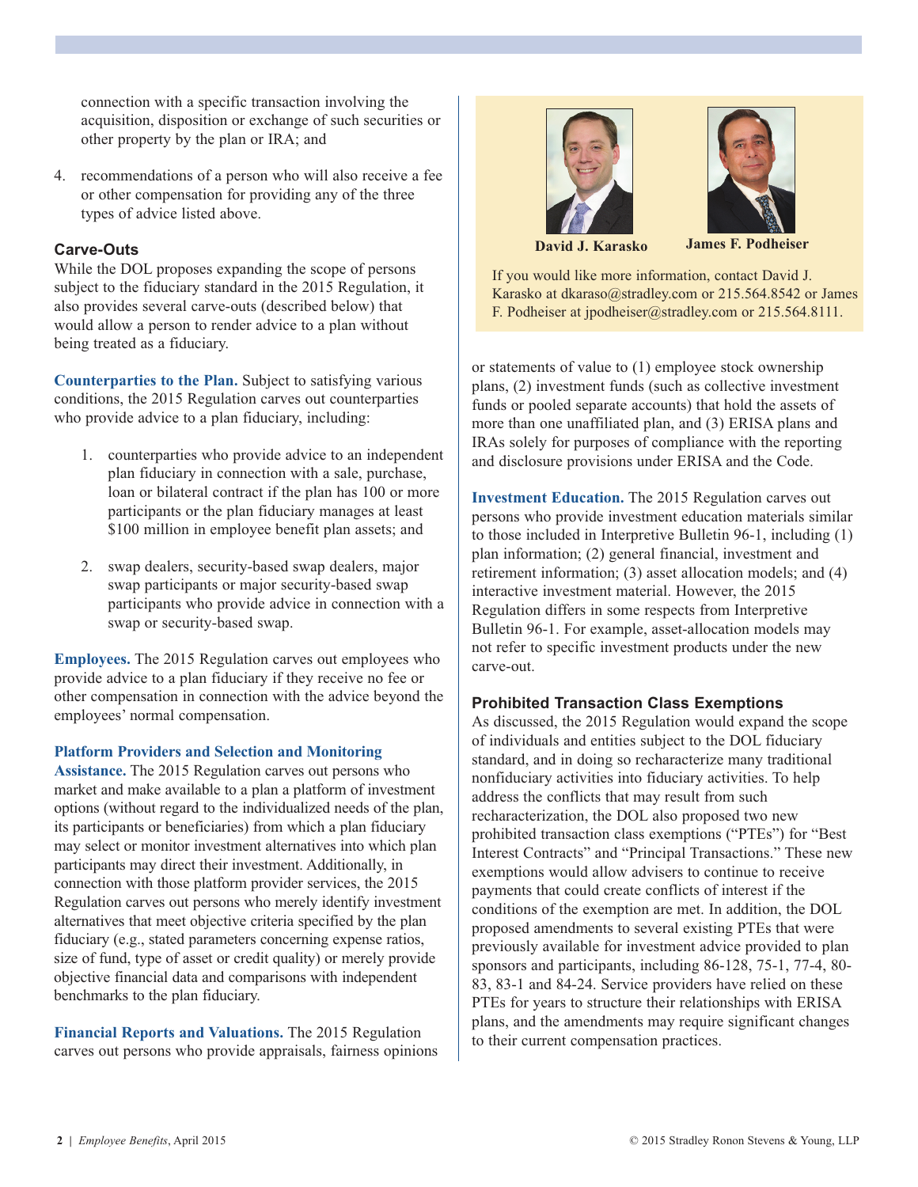connection with a specific transaction involving the acquisition, disposition or exchange of such securities or other property by the plan or IRA; and

4. recommendations of a person who will also receive a fee or other compensation for providing any of the three types of advice listed above.

### Carve-Outs

While the DOL proposes expanding the scope of persons subject to the fiduciary standard in the 2015 Regulation, it also provides several carve-outs (described below) that would allow a person to render advice to a plan without being treated as a fiduciary.

**Counterparties to the Plan.** Subject to satisfying various conditions, the 2015 Regulation carves out counterparties who provide advice to a plan fiduciary, including:

1. counterparties who provide advice to an independent plan fiduciary in connection with a sale, purchase, loan or bilateral contract if the plan has 100 or more participants or the plan fiduciary manages at least $100 million in employee benefit plan assets; and

2. swap dealers, security-based swap dealers, major swap participants or major security-based swap participants who provide advice in connection with a swap or security-based swap.

**Employees.** The 2015 Regulation carves out employees who provide advice to a plan fiduciary if they receive no fee or other compensation in connection with the advice beyond the employees' normal compensation.

**Platform Providers and Selection and Monitoring Assistance.** The 2015 Regulation carves out persons who market and make available to a plan a platform of investment options (without regard to the individualized needs of the plan, its participants or beneficiaries) from which a plan fiduciary may select or monitor investment alternatives into which plan participants may direct their investment. Additionally, in connection with those platform provider services, the 2015 Regulation carves out persons who merely identify investment alternatives that meet objective criteria specified by the plan fiduciary (e.g., stated parameters concerning expense ratios, size of fund, type of asset or credit quality) or merely provide objective financial data and comparisons with independent benchmarks to the plan fiduciary.

**Financial Reports and Valuations.** The 2015 Regulation carves out persons who provide appraisals, fairness opinions or statements of value to (1) employee stock ownership plans, (2) investment funds (such as collective investment funds or pooled separate accounts) that hold the assets of more than one unaffiliated plan, and (3) ERISA plans and IRAs solely for purposes of compliance with the reporting and disclosure provisions under ERISA and the Code.

**Investment Education.** The 2015 Regulation carves out persons who provide investment education materials similar to those included in Interpretive Bulletin 96-1, including (1) plan information; (2) general financial, investment and retirement information; (3) asset allocation models; and (4) interactive investment material. However, the 2015 Regulation differs in some respects from Interpretive Bulletin 96-1. For example, asset-allocation models may not refer to specific investment products under the new carve-out.

### Prohibited Transaction Class Exemptions

As discussed, the 2015 Regulation would expand the scope of individuals and entities subject to the DOL fiduciary standard, and in doing so recharacterize many traditional nonfiduciary activities into fiduciary activities. To help address the conflicts that may result from such recharacterization, the DOL also proposed two new prohibited transaction class exemptions ("PTEs") for "Best Interest Contracts" and "Principal Transactions." These new exemptions would allow advisers to continue to receive payments that could create conflicts of interest if the conditions of the exemption are met. In addition, the DOL proposed amendments to several existing PTEs that were previously available for investment advice provided to plan sponsors and participants, including 86-128, 75-1, 77-4, 80-83, 83-1 and 84-24. Service providers have relied on these PTEs for years to structure their relationships with ERISA plans, and the amendments may require significant changes to their current compensation practices.

**David J. Karasko** **James F. Podheiser**

If you would like more information, contact David J. Karasko at dkaraso@stradley.com or 215.564.8542 or James F. Podheiser at jpodheiser@stradley.com or 215.564.8111.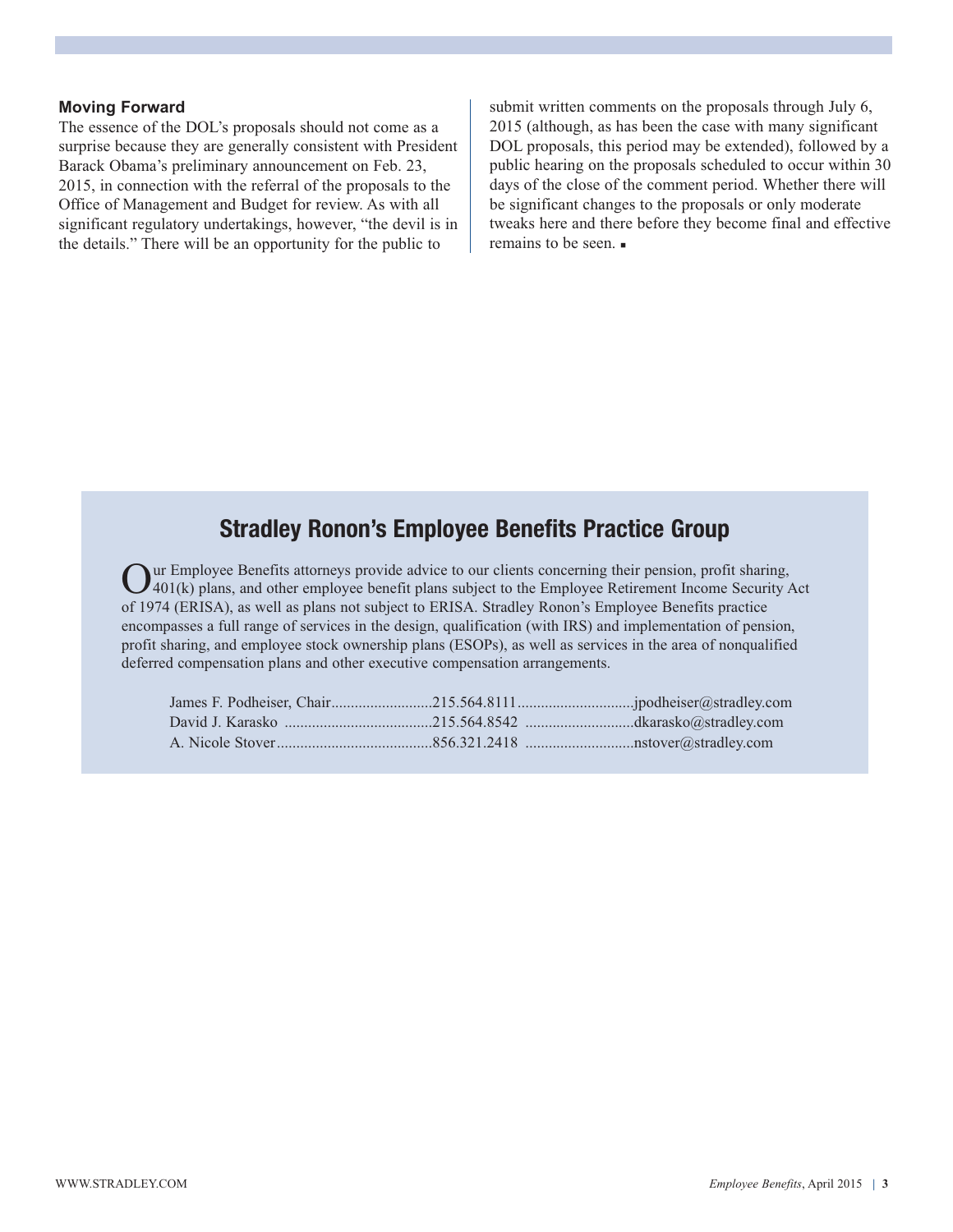### Moving Forward

The essence of the DOL's proposals should not come as a surprise because they are generally consistent with President Barack Obama's preliminary announcement on Feb. 23, 2015, in connection with the referral of the proposals to the Office of Management and Budget for review. As with all significant regulatory undertakings, however, "the devil is in the details." There will be an opportunity for the public to submit written comments on the proposals through July 6, 2015 (although, as has been the case with many significant DOL proposals, this period may be extended), followed by a public hearing on the proposals scheduled to occur within 30 days of the close of the comment period. Whether there will be significant changes to the proposals or only moderate tweaks here and there before they become final and effective remains to be seen. ▪

## Stradley Ronon's Employee Benefits Practice Group

Our Employee Benefits attorneys provide advice to our clients concerning their pension, profit sharing, 401(k) plans, and other employee benefit plans subject to the Employee Retirement Income Security Act of 1974 (ERISA), as well as plans not subject to ERISA. Stradley Ronon's Employee Benefits practice encompasses a full range of services in the design, qualification (with IRS) and implementation of pension, profit sharing, and employee stock ownership plans (ESOPs), as well as services in the area of nonqualified deferred compensation plans and other executive compensation arrangements.

| | | |
|---|---|---|
| James F. Podheiser, Chair | 215.564.8111 | jpodheiser@stradley.com |
| David J. Karasko | 215.564.8542 | dkarasko@stradley.com |
| A. Nicole Stover | 856.321.2418 | nstover@stradley.com |